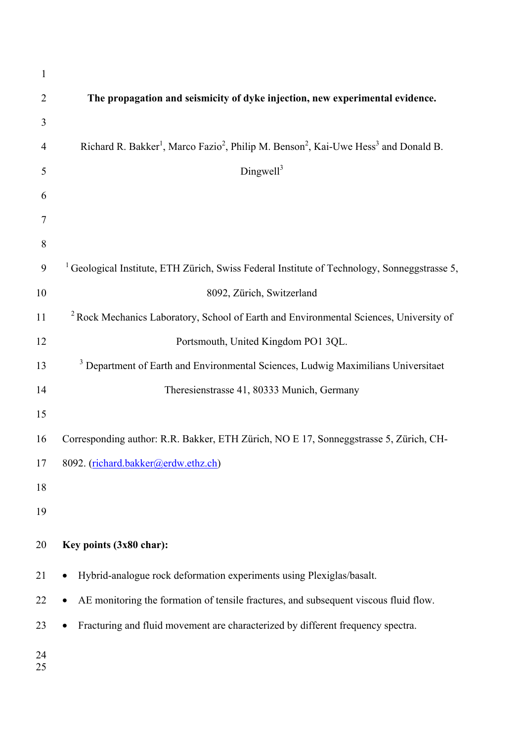# The propagation and seismicity of dyke injection, new experimental evidence.

Richard R. Bakker[1], Marco Fazio[2], Philip M. Benson[2], Kai-Uwe Hess[3] and Donald B. Dingwell[3]

[1] Geological Institute, ETH Zürich, Swiss Federal Institute of Technology, Sonneggstrasse 5, 8092, Zürich, Switzerland

[2] Rock Mechanics Laboratory, School of Earth and Environmental Sciences, University of Portsmouth, United Kingdom PO1 3QL.

[3] Department of Earth and Environmental Sciences, Ludwig Maximilians Universitaet Theresienstrasse 41, 80333 Munich, Germany

Corresponding author: R.R. Bakker, ETH Zürich, NO E 17, Sonneggstrasse 5, Zürich, CH-8092. (richard.bakker@erdw.ethz.ch)

**Key points (3x80 char):**

- Hybrid-analogue rock deformation experiments using Plexiglas/basalt.
- AE monitoring the formation of tensile fractures, and subsequent viscous fluid flow.
- Fracturing and fluid movement are characterized by different frequency spectra.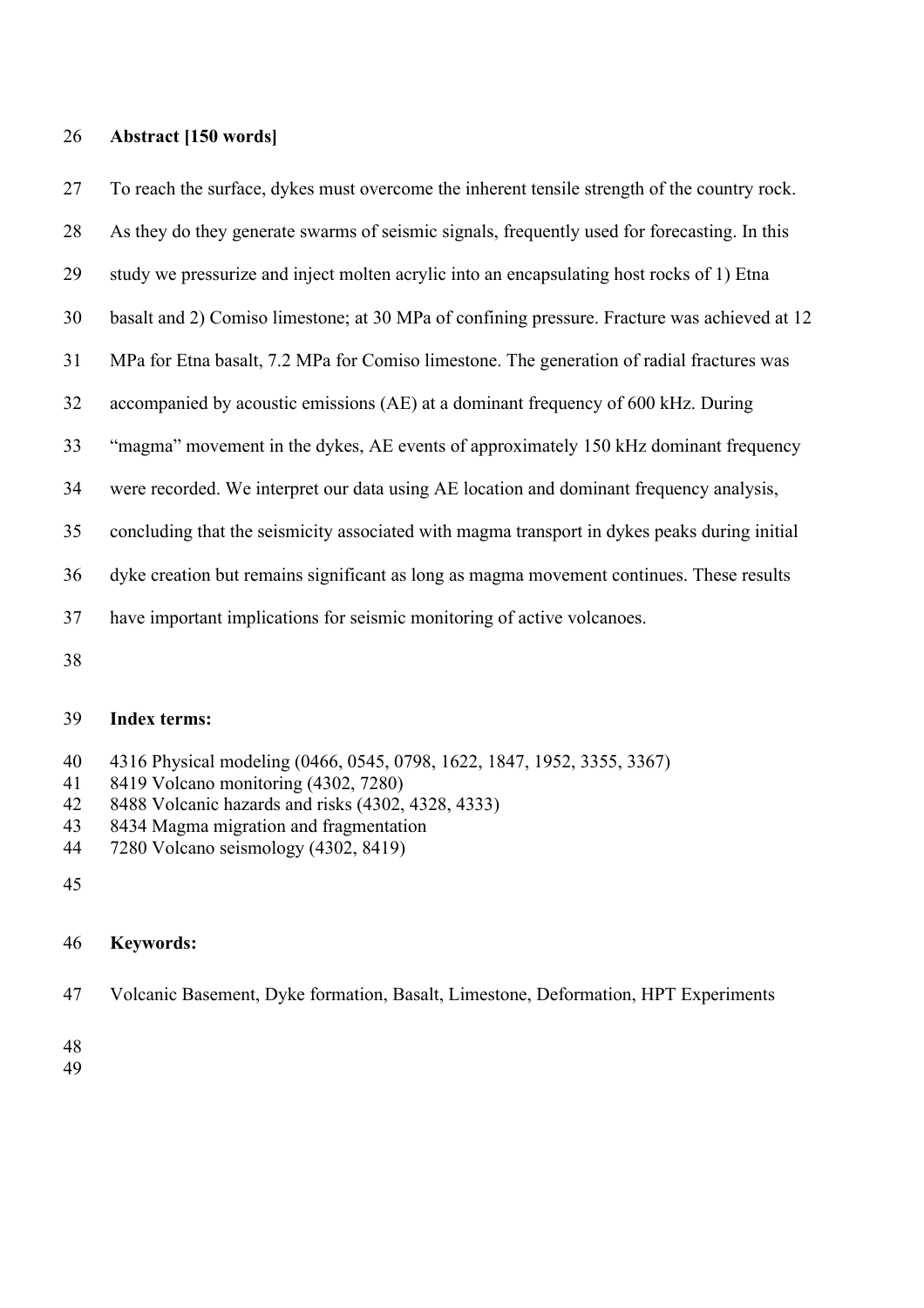## Abstract [150 words]

To reach the surface, dykes must overcome the inherent tensile strength of the country rock. As they do they generate swarms of seismic signals, frequently used for forecasting. In this study we pressurize and inject molten acrylic into an encapsulating host rocks of 1) Etna basalt and 2) Comiso limestone; at 30 MPa of confining pressure. Fracture was achieved at 12 MPa for Etna basalt, 7.2 MPa for Comiso limestone. The generation of radial fractures was accompanied by acoustic emissions (AE) at a dominant frequency of 600 kHz. During "magma" movement in the dykes, AE events of approximately 150 kHz dominant frequency were recorded. We interpret our data using AE location and dominant frequency analysis, concluding that the seismicity associated with magma transport in dykes peaks during initial dyke creation but remains significant as long as magma movement continues. These results have important implications for seismic monitoring of active volcanoes.

**Index terms:**

4316 Physical modeling (0466, 0545, 0798, 1622, 1847, 1952, 3355, 3367)
8419 Volcano monitoring (4302, 7280)
8488 Volcanic hazards and risks (4302, 4328, 4333)
8434 Magma migration and fragmentation
7280 Volcano seismology (4302, 8419)

**Keywords:**

Volcanic Basement, Dyke formation, Basalt, Limestone, Deformation, HPT Experiments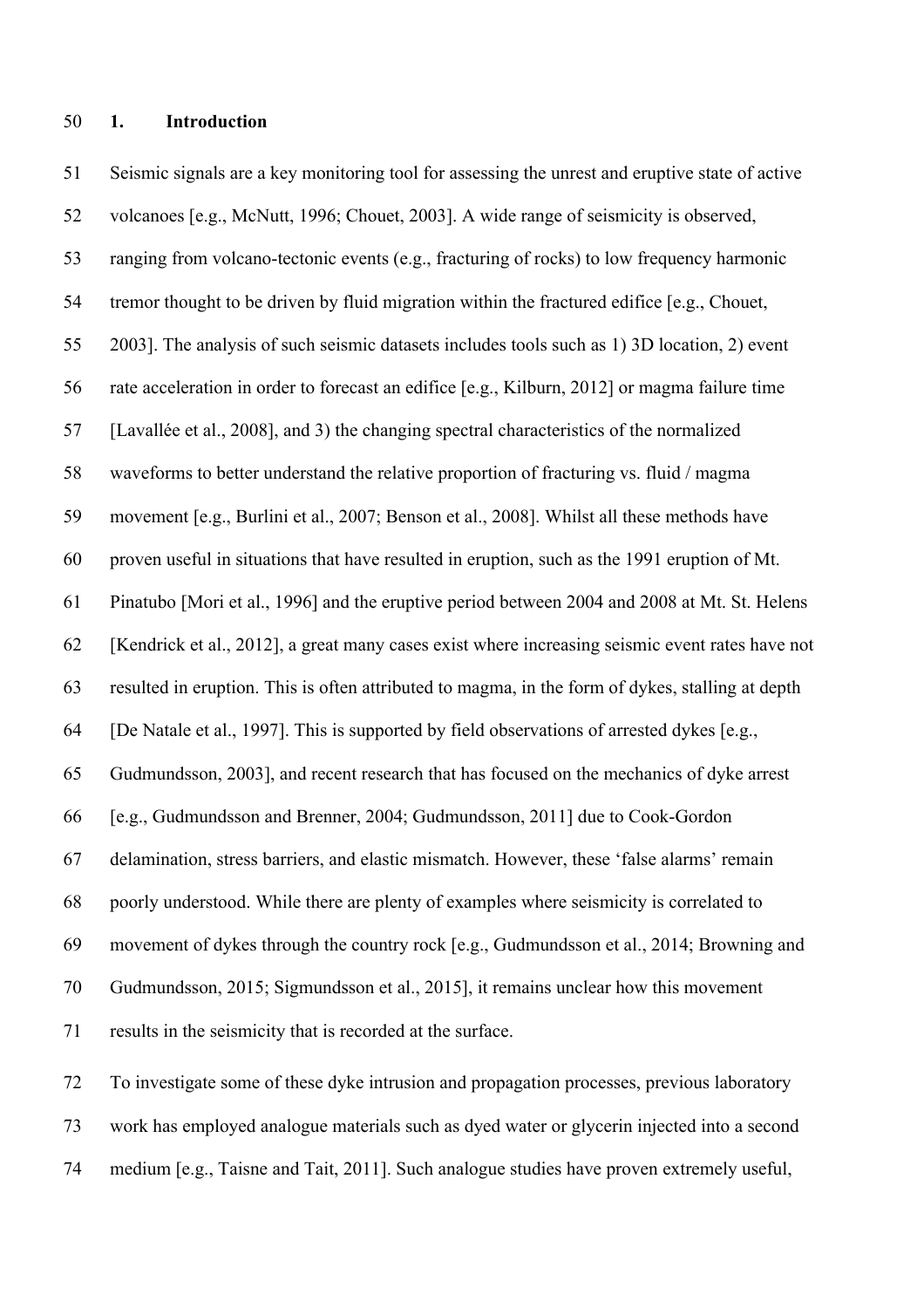## 1. Introduction

Seismic signals are a key monitoring tool for assessing the unrest and eruptive state of active volcanoes [e.g., McNutt, 1996; Chouet, 2003]. A wide range of seismicity is observed, ranging from volcano-tectonic events (e.g., fracturing of rocks) to low frequency harmonic tremor thought to be driven by fluid migration within the fractured edifice [e.g., Chouet, 2003]. The analysis of such seismic datasets includes tools such as 1) 3D location, 2) event rate acceleration in order to forecast an edifice [e.g., Kilburn, 2012] or magma failure time [Lavallée et al., 2008], and 3) the changing spectral characteristics of the normalized waveforms to better understand the relative proportion of fracturing vs. fluid / magma movement [e.g., Burlini et al., 2007; Benson et al., 2008]. Whilst all these methods have proven useful in situations that have resulted in eruption, such as the 1991 eruption of Mt. Pinatubo [Mori et al., 1996] and the eruptive period between 2004 and 2008 at Mt. St. Helens [Kendrick et al., 2012], a great many cases exist where increasing seismic event rates have not resulted in eruption. This is often attributed to magma, in the form of dykes, stalling at depth [De Natale et al., 1997]. This is supported by field observations of arrested dykes [e.g., Gudmundsson, 2003], and recent research that has focused on the mechanics of dyke arrest [e.g., Gudmundsson and Brenner, 2004; Gudmundsson, 2011] due to Cook-Gordon delamination, stress barriers, and elastic mismatch. However, these 'false alarms' remain poorly understood. While there are plenty of examples where seismicity is correlated to movement of dykes through the country rock [e.g., Gudmundsson et al., 2014; Browning and Gudmundsson, 2015; Sigmundsson et al., 2015], it remains unclear how this movement results in the seismicity that is recorded at the surface.

To investigate some of these dyke intrusion and propagation processes, previous laboratory work has employed analogue materials such as dyed water or glycerin injected into a second medium [e.g., Taisne and Tait, 2011]. Such analogue studies have proven extremely useful,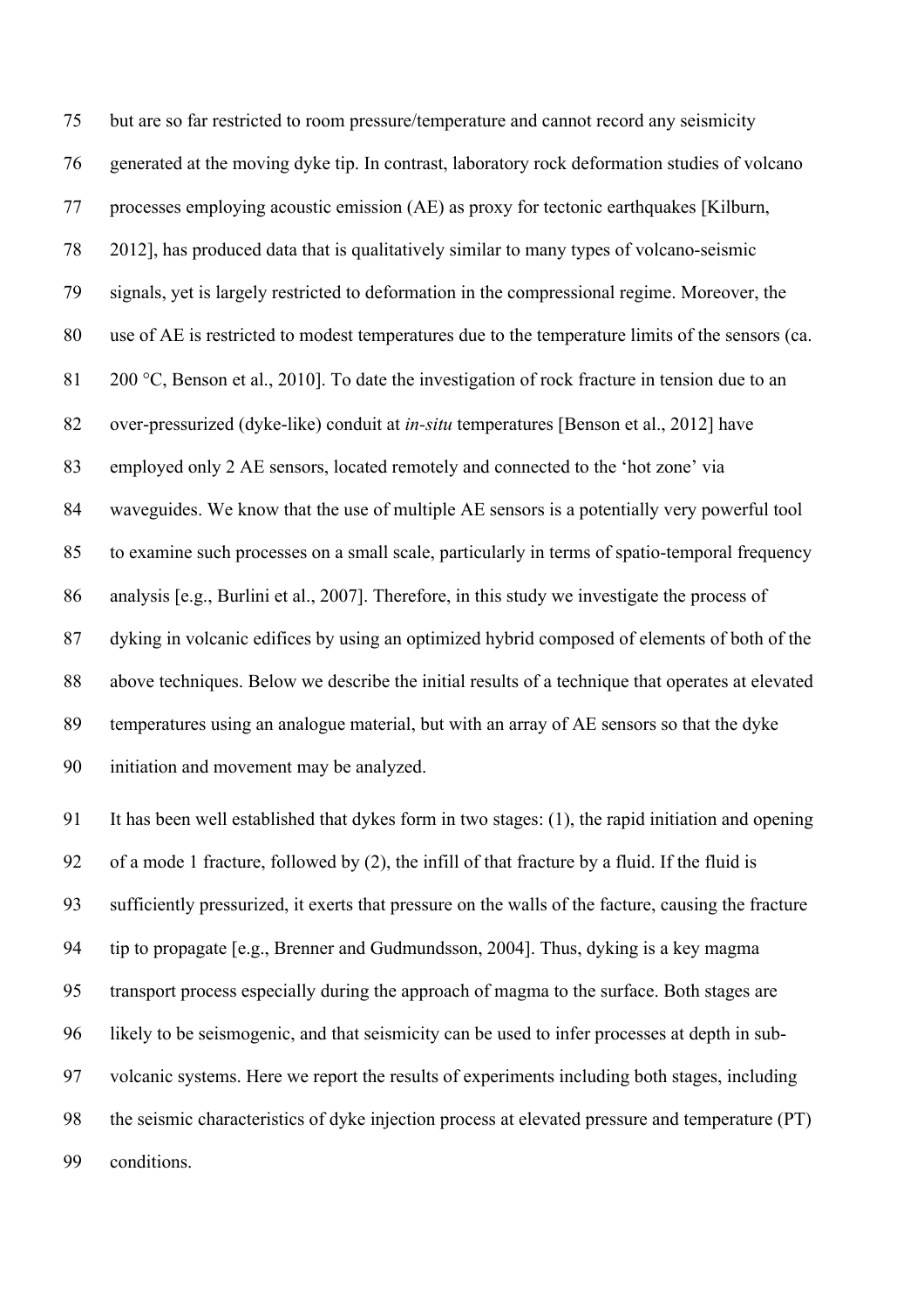but are so far restricted to room pressure/temperature and cannot record any seismicity generated at the moving dyke tip. In contrast, laboratory rock deformation studies of volcano processes employing acoustic emission (AE) as proxy for tectonic earthquakes [Kilburn, 2012], has produced data that is qualitatively similar to many types of volcano-seismic signals, yet is largely restricted to deformation in the compressional regime. Moreover, the use of AE is restricted to modest temperatures due to the temperature limits of the sensors (ca. 200 °C, Benson et al., 2010]. To date the investigation of rock fracture in tension due to an over-pressurized (dyke-like) conduit at *in-situ* temperatures [Benson et al., 2012] have employed only 2 AE sensors, located remotely and connected to the 'hot zone' via waveguides. We know that the use of multiple AE sensors is a potentially very powerful tool to examine such processes on a small scale, particularly in terms of spatio-temporal frequency analysis [e.g., Burlini et al., 2007]. Therefore, in this study we investigate the process of dyking in volcanic edifices by using an optimized hybrid composed of elements of both of the above techniques. Below we describe the initial results of a technique that operates at elevated temperatures using an analogue material, but with an array of AE sensors so that the dyke initiation and movement may be analyzed.

It has been well established that dykes form in two stages: (1), the rapid initiation and opening of a mode 1 fracture, followed by (2), the infill of that fracture by a fluid. If the fluid is sufficiently pressurized, it exerts that pressure on the walls of the facture, causing the fracture tip to propagate [e.g., Brenner and Gudmundsson, 2004]. Thus, dyking is a key magma transport process especially during the approach of magma to the surface. Both stages are likely to be seismogenic, and that seismicity can be used to infer processes at depth in sub-volcanic systems. Here we report the results of experiments including both stages, including the seismic characteristics of dyke injection process at elevated pressure and temperature (PT) conditions.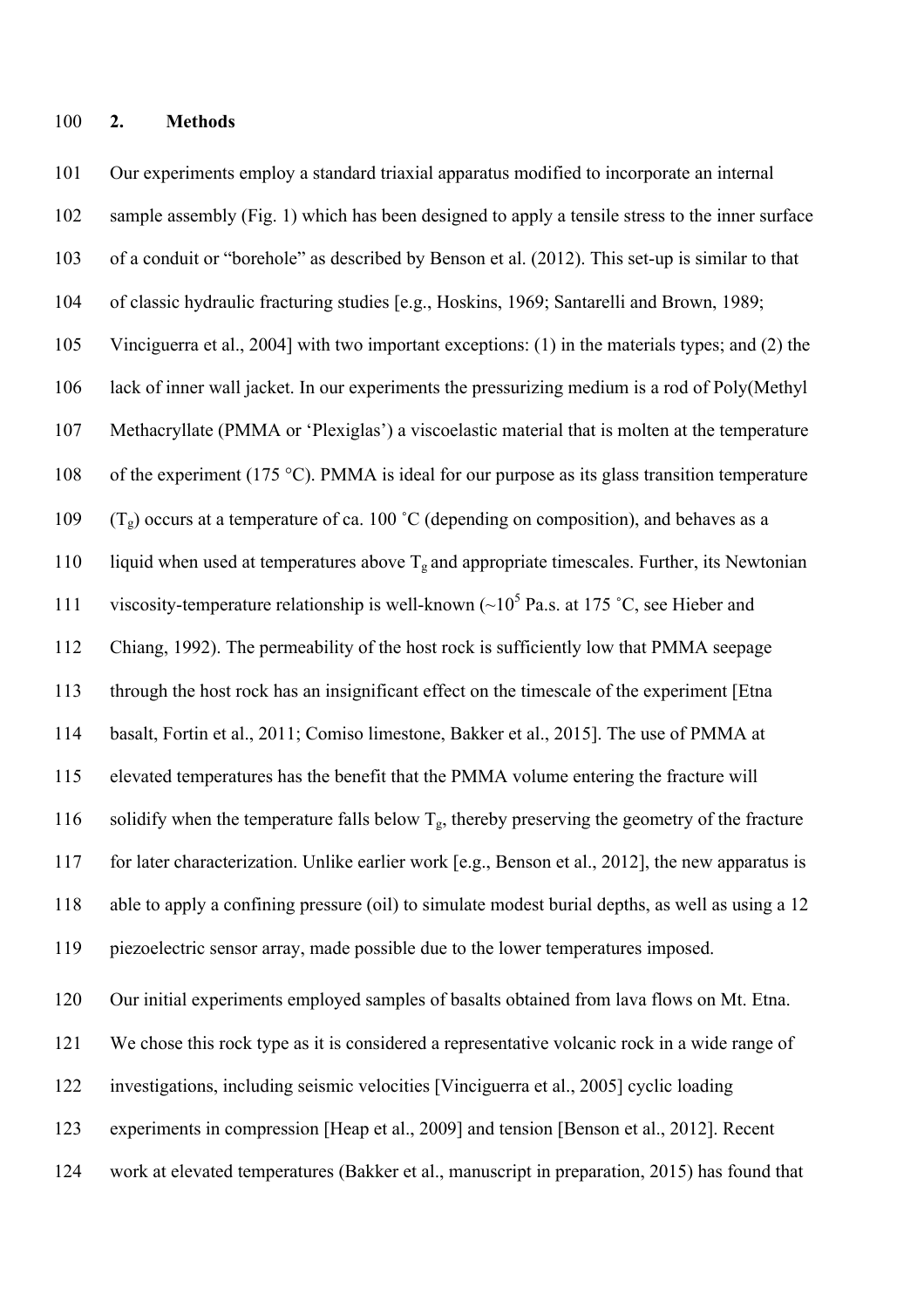## 2. Methods

Our experiments employ a standard triaxial apparatus modified to incorporate an internal sample assembly (Fig. 1) which has been designed to apply a tensile stress to the inner surface of a conduit or "borehole" as described by Benson et al. (2012). This set-up is similar to that of classic hydraulic fracturing studies [e.g., Hoskins, 1969; Santarelli and Brown, 1989; Vinciguerra et al., 2004] with two important exceptions: (1) in the materials types; and (2) the lack of inner wall jacket. In our experiments the pressurizing medium is a rod of Poly(Methyl Methacryllate (PMMA or 'Plexiglas') a viscoelastic material that is molten at the temperature of the experiment (175 °C). PMMA is ideal for our purpose as its glass transition temperature ($T_g$) occurs at a temperature of ca. 100 ˚C (depending on composition), and behaves as a liquid when used at temperatures above $T_g$ and appropriate timescales. Further, its Newtonian viscosity-temperature relationship is well-known (~$10^5$ Pa.s. at 175 ˚C, see Hieber and Chiang, 1992). The permeability of the host rock is sufficiently low that PMMA seepage through the host rock has an insignificant effect on the timescale of the experiment [Etna basalt, Fortin et al., 2011; Comiso limestone, Bakker et al., 2015]. The use of PMMA at elevated temperatures has the benefit that the PMMA volume entering the fracture will solidify when the temperature falls below $T_g$, thereby preserving the geometry of the fracture for later characterization. Unlike earlier work [e.g., Benson et al., 2012], the new apparatus is able to apply a confining pressure (oil) to simulate modest burial depths, as well as using a 12 piezoelectric sensor array, made possible due to the lower temperatures imposed.

Our initial experiments employed samples of basalts obtained from lava flows on Mt. Etna. We chose this rock type as it is considered a representative volcanic rock in a wide range of investigations, including seismic velocities [Vinciguerra et al., 2005] cyclic loading experiments in compression [Heap et al., 2009] and tension [Benson et al., 2012]. Recent work at elevated temperatures (Bakker et al., manuscript in preparation, 2015) has found that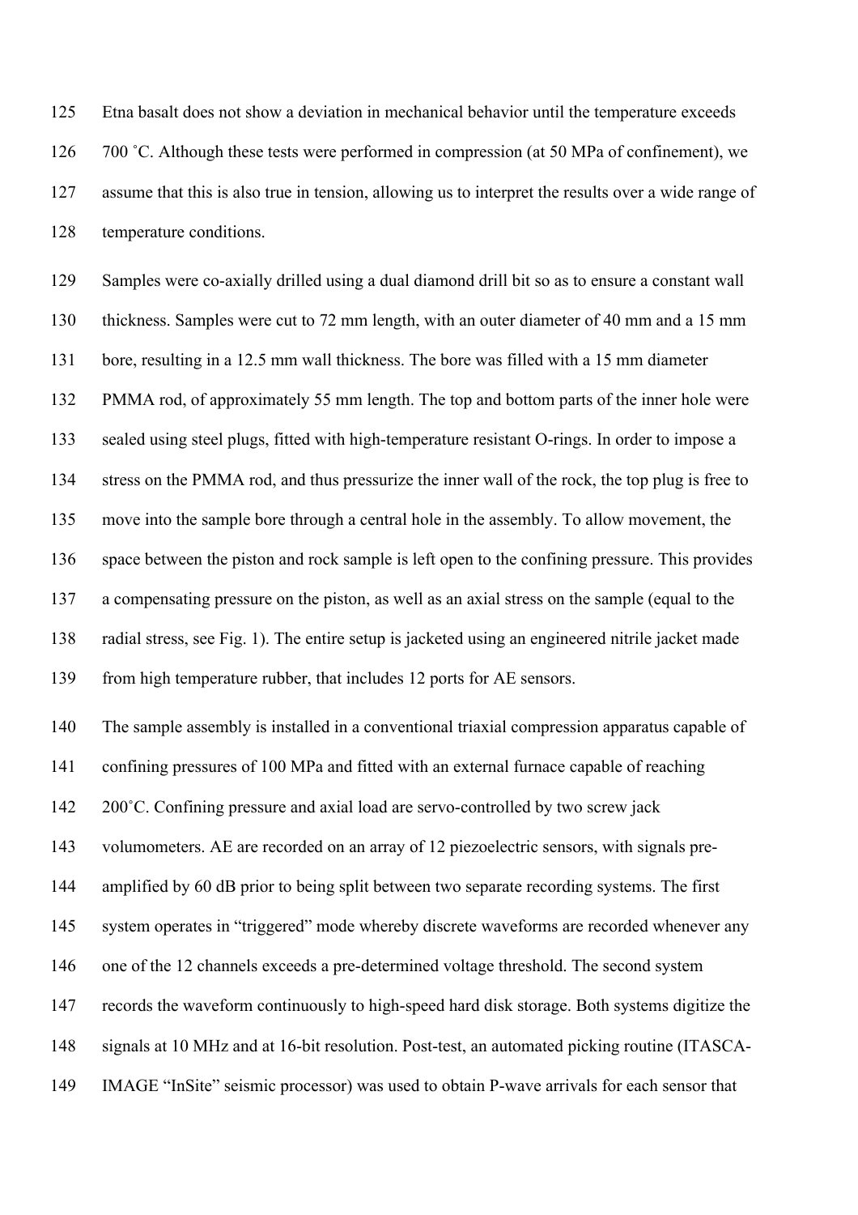Etna basalt does not show a deviation in mechanical behavior until the temperature exceeds 700 ˚C. Although these tests were performed in compression (at 50 MPa of confinement), we assume that this is also true in tension, allowing us to interpret the results over a wide range of temperature conditions.

Samples were co-axially drilled using a dual diamond drill bit so as to ensure a constant wall thickness. Samples were cut to 72 mm length, with an outer diameter of 40 mm and a 15 mm bore, resulting in a 12.5 mm wall thickness. The bore was filled with a 15 mm diameter PMMA rod, of approximately 55 mm length. The top and bottom parts of the inner hole were sealed using steel plugs, fitted with high-temperature resistant O-rings. In order to impose a stress on the PMMA rod, and thus pressurize the inner wall of the rock, the top plug is free to move into the sample bore through a central hole in the assembly. To allow movement, the space between the piston and rock sample is left open to the confining pressure. This provides a compensating pressure on the piston, as well as an axial stress on the sample (equal to the radial stress, see Fig. 1). The entire setup is jacketed using an engineered nitrile jacket made from high temperature rubber, that includes 12 ports for AE sensors.

The sample assembly is installed in a conventional triaxial compression apparatus capable of confining pressures of 100 MPa and fitted with an external furnace capable of reaching 200˚C. Confining pressure and axial load are servo-controlled by two screw jack volumometers. AE are recorded on an array of 12 piezoelectric sensors, with signals pre-amplified by 60 dB prior to being split between two separate recording systems. The first system operates in "triggered" mode whereby discrete waveforms are recorded whenever any one of the 12 channels exceeds a pre-determined voltage threshold. The second system records the waveform continuously to high-speed hard disk storage. Both systems digitize the signals at 10 MHz and at 16-bit resolution. Post-test, an automated picking routine (ITASCA-IMAGE "InSite" seismic processor) was used to obtain P-wave arrivals for each sensor that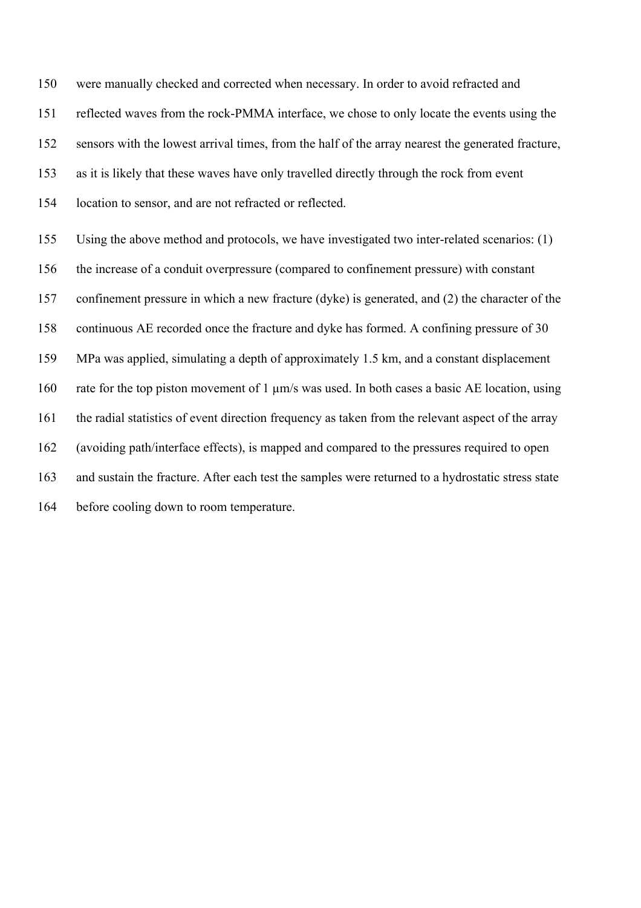were manually checked and corrected when necessary. In order to avoid refracted and reflected waves from the rock-PMMA interface, we chose to only locate the events using the sensors with the lowest arrival times, from the half of the array nearest the generated fracture, as it is likely that these waves have only travelled directly through the rock from event location to sensor, and are not refracted or reflected.

Using the above method and protocols, we have investigated two inter-related scenarios: (1) the increase of a conduit overpressure (compared to confinement pressure) with constant confinement pressure in which a new fracture (dyke) is generated, and (2) the character of the continuous AE recorded once the fracture and dyke has formed. A confining pressure of 30 MPa was applied, simulating a depth of approximately 1.5 km, and a constant displacement rate for the top piston movement of 1 μm/s was used. In both cases a basic AE location, using the radial statistics of event direction frequency as taken from the relevant aspect of the array (avoiding path/interface effects), is mapped and compared to the pressures required to open and sustain the fracture. After each test the samples were returned to a hydrostatic stress state before cooling down to room temperature.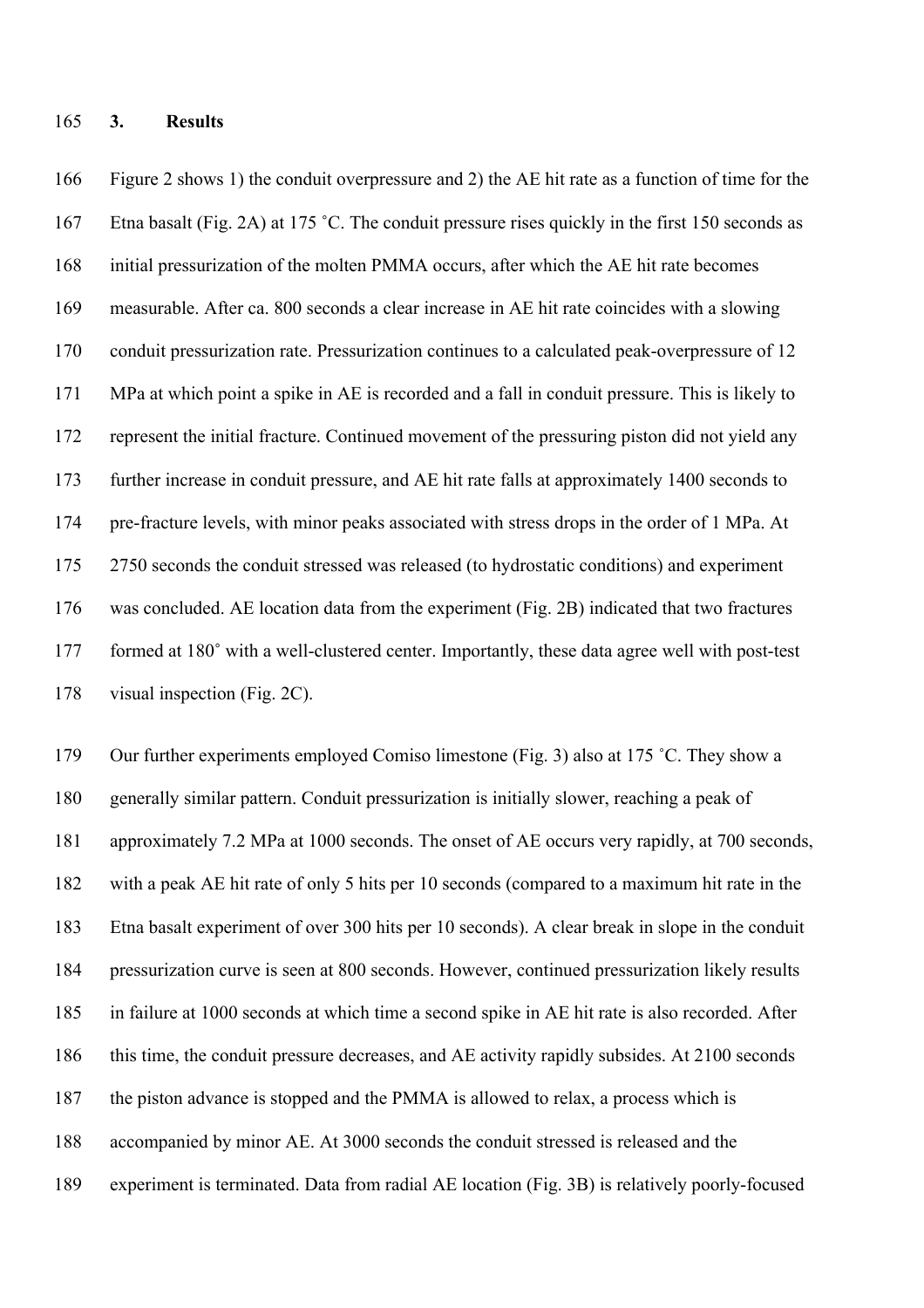## 3. Results

Figure 2 shows 1) the conduit overpressure and 2) the AE hit rate as a function of time for the Etna basalt (Fig. 2A) at 175 ˚C. The conduit pressure rises quickly in the first 150 seconds as initial pressurization of the molten PMMA occurs, after which the AE hit rate becomes measurable. After ca. 800 seconds a clear increase in AE hit rate coincides with a slowing conduit pressurization rate. Pressurization continues to a calculated peak-overpressure of 12 MPa at which point a spike in AE is recorded and a fall in conduit pressure. This is likely to represent the initial fracture. Continued movement of the pressuring piston did not yield any further increase in conduit pressure, and AE hit rate falls at approximately 1400 seconds to pre-fracture levels, with minor peaks associated with stress drops in the order of 1 MPa. At 2750 seconds the conduit stressed was released (to hydrostatic conditions) and experiment was concluded. AE location data from the experiment (Fig. 2B) indicated that two fractures formed at 180˚ with a well-clustered center. Importantly, these data agree well with post-test visual inspection (Fig. 2C).

Our further experiments employed Comiso limestone (Fig. 3) also at 175 ˚C. They show a generally similar pattern. Conduit pressurization is initially slower, reaching a peak of approximately 7.2 MPa at 1000 seconds. The onset of AE occurs very rapidly, at 700 seconds, with a peak AE hit rate of only 5 hits per 10 seconds (compared to a maximum hit rate in the Etna basalt experiment of over 300 hits per 10 seconds). A clear break in slope in the conduit pressurization curve is seen at 800 seconds. However, continued pressurization likely results in failure at 1000 seconds at which time a second spike in AE hit rate is also recorded. After this time, the conduit pressure decreases, and AE activity rapidly subsides. At 2100 seconds the piston advance is stopped and the PMMA is allowed to relax, a process which is accompanied by minor AE. At 3000 seconds the conduit stressed is released and the experiment is terminated. Data from radial AE location (Fig. 3B) is relatively poorly-focused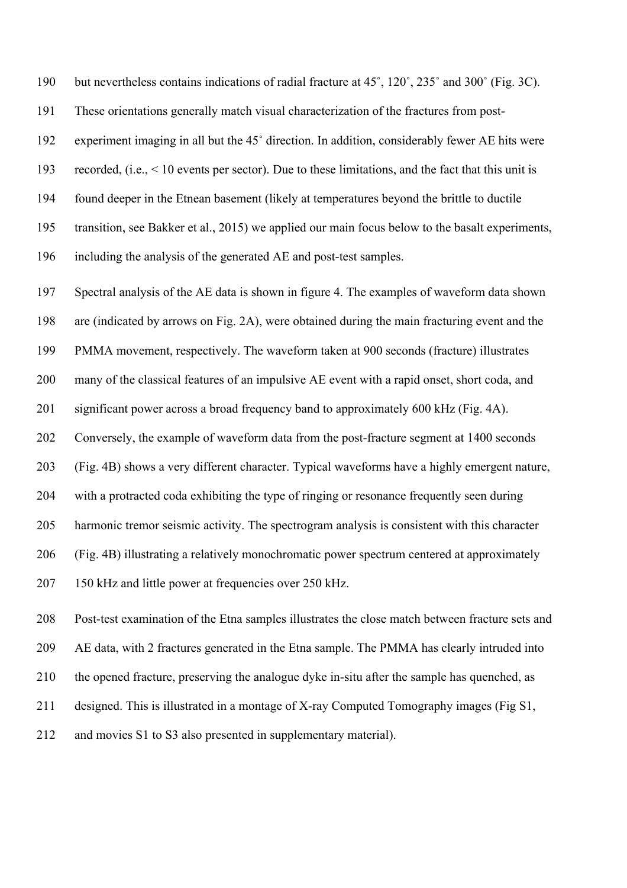but nevertheless contains indications of radial fracture at 45˚, 120˚, 235˚ and 300˚ (Fig. 3C). These orientations generally match visual characterization of the fractures from post-experiment imaging in all but the 45˚ direction. In addition, considerably fewer AE hits were recorded, (i.e., < 10 events per sector). Due to these limitations, and the fact that this unit is found deeper in the Etnean basement (likely at temperatures beyond the brittle to ductile transition, see Bakker et al., 2015) we applied our main focus below to the basalt experiments, including the analysis of the generated AE and post-test samples.

Spectral analysis of the AE data is shown in figure 4. The examples of waveform data shown are (indicated by arrows on Fig. 2A), were obtained during the main fracturing event and the PMMA movement, respectively. The waveform taken at 900 seconds (fracture) illustrates many of the classical features of an impulsive AE event with a rapid onset, short coda, and significant power across a broad frequency band to approximately 600 kHz (Fig. 4A). Conversely, the example of waveform data from the post-fracture segment at 1400 seconds (Fig. 4B) shows a very different character. Typical waveforms have a highly emergent nature, with a protracted coda exhibiting the type of ringing or resonance frequently seen during harmonic tremor seismic activity. The spectrogram analysis is consistent with this character (Fig. 4B) illustrating a relatively monochromatic power spectrum centered at approximately 150 kHz and little power at frequencies over 250 kHz.

Post-test examination of the Etna samples illustrates the close match between fracture sets and AE data, with 2 fractures generated in the Etna sample. The PMMA has clearly intruded into the opened fracture, preserving the analogue dyke in-situ after the sample has quenched, as designed. This is illustrated in a montage of X-ray Computed Tomography images (Fig S1, and movies S1 to S3 also presented in supplementary material).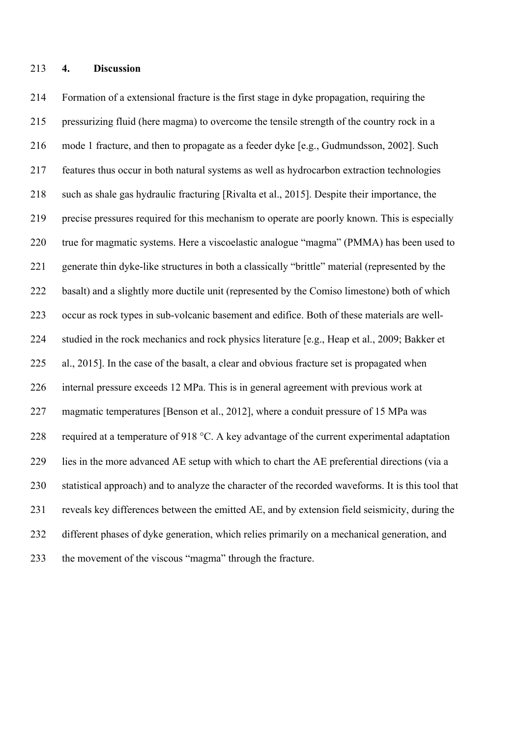## 4. Discussion

Formation of a extensional fracture is the first stage in dyke propagation, requiring the pressurizing fluid (here magma) to overcome the tensile strength of the country rock in a mode 1 fracture, and then to propagate as a feeder dyke [e.g., Gudmundsson, 2002]. Such features thus occur in both natural systems as well as hydrocarbon extraction technologies such as shale gas hydraulic fracturing [Rivalta et al., 2015]. Despite their importance, the precise pressures required for this mechanism to operate are poorly known. This is especially true for magmatic systems. Here a viscoelastic analogue "magma" (PMMA) has been used to generate thin dyke-like structures in both a classically "brittle" material (represented by the basalt) and a slightly more ductile unit (represented by the Comiso limestone) both of which occur as rock types in sub-volcanic basement and edifice. Both of these materials are well-studied in the rock mechanics and rock physics literature [e.g., Heap et al., 2009; Bakker et al., 2015]. In the case of the basalt, a clear and obvious fracture set is propagated when internal pressure exceeds 12 MPa. This is in general agreement with previous work at magmatic temperatures [Benson et al., 2012], where a conduit pressure of 15 MPa was required at a temperature of 918 °C. A key advantage of the current experimental adaptation lies in the more advanced AE setup with which to chart the AE preferential directions (via a statistical approach) and to analyze the character of the recorded waveforms. It is this tool that reveals key differences between the emitted AE, and by extension field seismicity, during the different phases of dyke generation, which relies primarily on a mechanical generation, and the movement of the viscous "magma" through the fracture.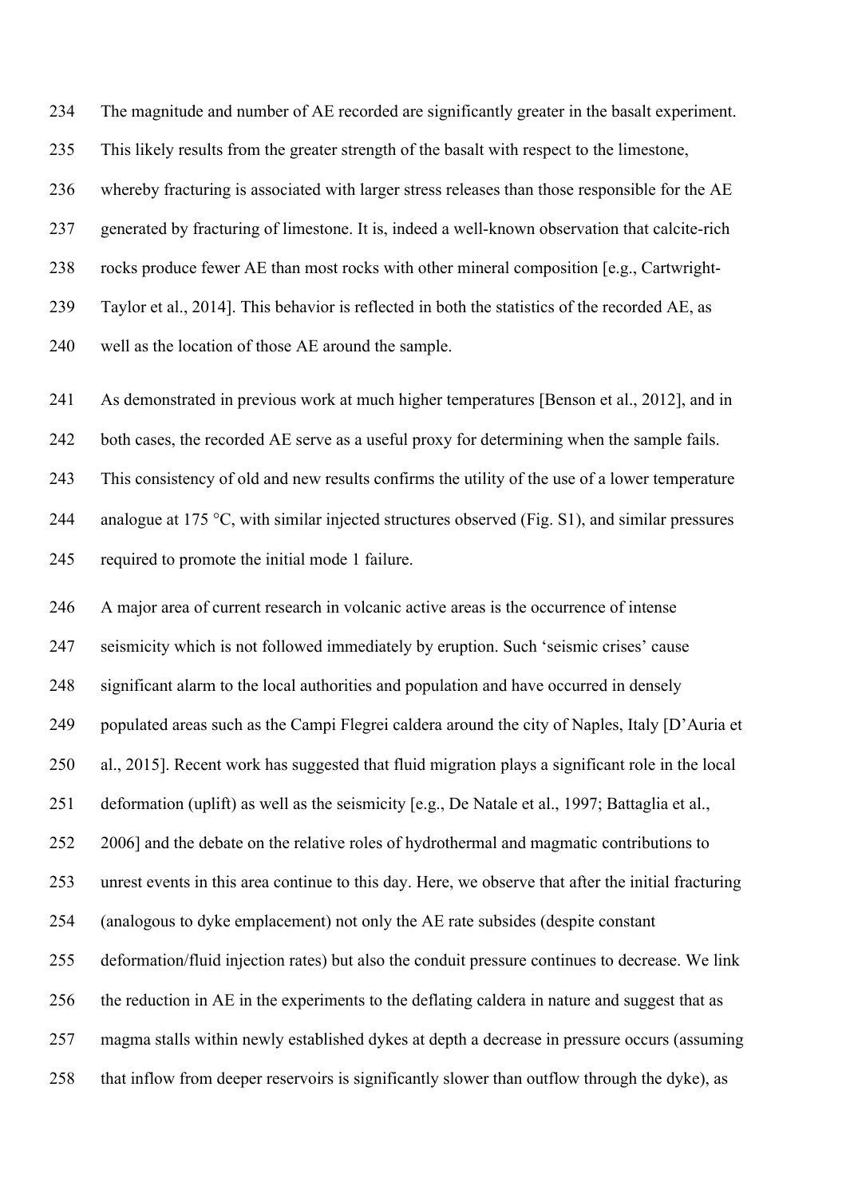The magnitude and number of AE recorded are significantly greater in the basalt experiment. This likely results from the greater strength of the basalt with respect to the limestone, whereby fracturing is associated with larger stress releases than those responsible for the AE generated by fracturing of limestone. It is, indeed a well-known observation that calcite-rich rocks produce fewer AE than most rocks with other mineral composition [e.g., Cartwright-Taylor et al., 2014]. This behavior is reflected in both the statistics of the recorded AE, as well as the location of those AE around the sample.

As demonstrated in previous work at much higher temperatures [Benson et al., 2012], and in both cases, the recorded AE serve as a useful proxy for determining when the sample fails. This consistency of old and new results confirms the utility of the use of a lower temperature analogue at 175 °C, with similar injected structures observed (Fig. S1), and similar pressures required to promote the initial mode 1 failure.

A major area of current research in volcanic active areas is the occurrence of intense seismicity which is not followed immediately by eruption. Such 'seismic crises' cause significant alarm to the local authorities and population and have occurred in densely populated areas such as the Campi Flegrei caldera around the city of Naples, Italy [D'Auria et al., 2015]. Recent work has suggested that fluid migration plays a significant role in the local deformation (uplift) as well as the seismicity [e.g., De Natale et al., 1997; Battaglia et al., 2006] and the debate on the relative roles of hydrothermal and magmatic contributions to unrest events in this area continue to this day. Here, we observe that after the initial fracturing (analogous to dyke emplacement) not only the AE rate subsides (despite constant deformation/fluid injection rates) but also the conduit pressure continues to decrease. We link the reduction in AE in the experiments to the deflating caldera in nature and suggest that as magma stalls within newly established dykes at depth a decrease in pressure occurs (assuming that inflow from deeper reservoirs is significantly slower than outflow through the dyke), as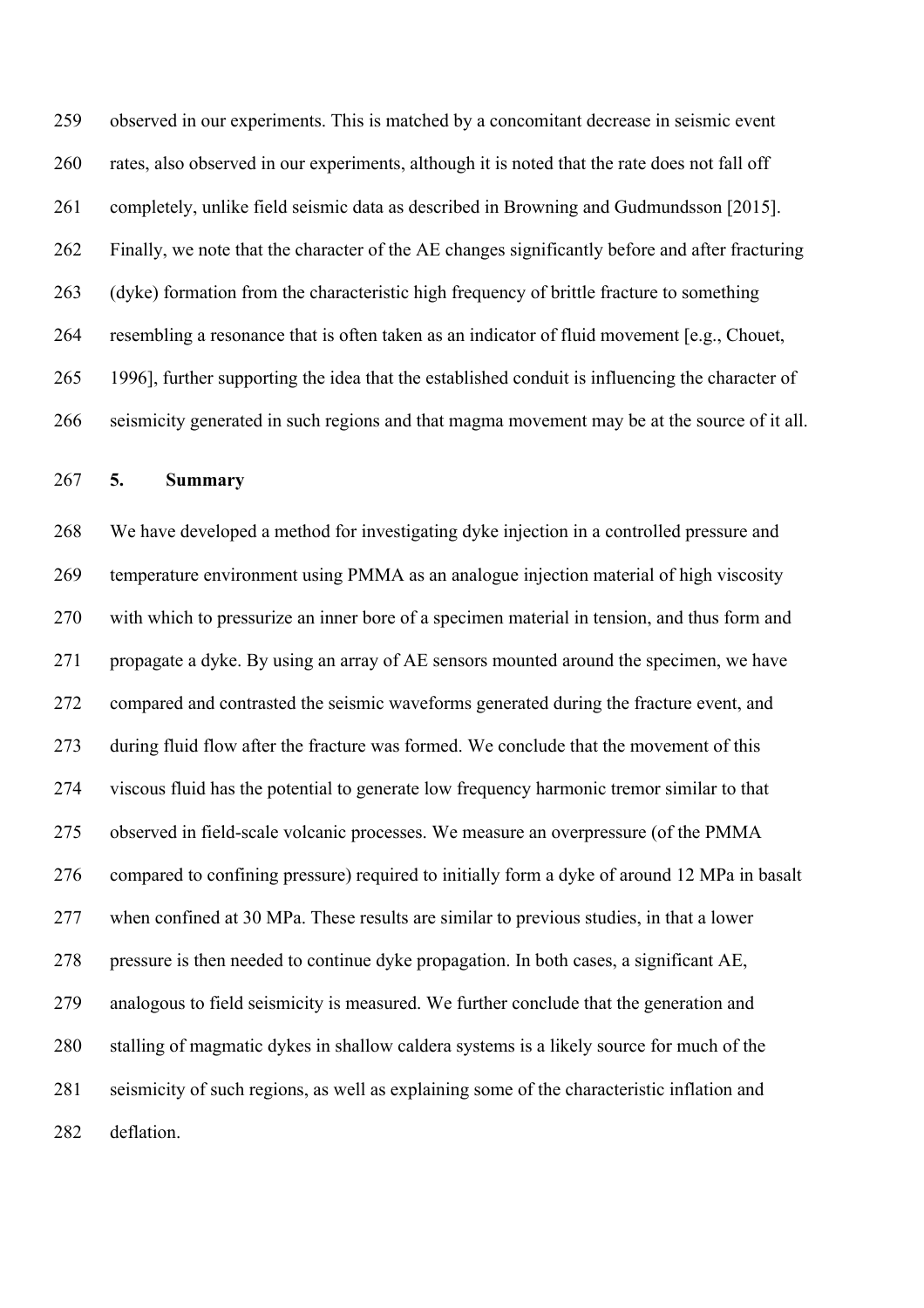observed in our experiments. This is matched by a concomitant decrease in seismic event rates, also observed in our experiments, although it is noted that the rate does not fall off completely, unlike field seismic data as described in Browning and Gudmundsson [2015]. Finally, we note that the character of the AE changes significantly before and after fracturing (dyke) formation from the characteristic high frequency of brittle fracture to something resembling a resonance that is often taken as an indicator of fluid movement [e.g., Chouet, 1996], further supporting the idea that the established conduit is influencing the character of seismicity generated in such regions and that magma movement may be at the source of it all.

## 5. Summary

We have developed a method for investigating dyke injection in a controlled pressure and temperature environment using PMMA as an analogue injection material of high viscosity with which to pressurize an inner bore of a specimen material in tension, and thus form and propagate a dyke. By using an array of AE sensors mounted around the specimen, we have compared and contrasted the seismic waveforms generated during the fracture event, and during fluid flow after the fracture was formed. We conclude that the movement of this viscous fluid has the potential to generate low frequency harmonic tremor similar to that observed in field-scale volcanic processes. We measure an overpressure (of the PMMA compared to confining pressure) required to initially form a dyke of around 12 MPa in basalt when confined at 30 MPa. These results are similar to previous studies, in that a lower pressure is then needed to continue dyke propagation. In both cases, a significant AE, analogous to field seismicity is measured. We further conclude that the generation and stalling of magmatic dykes in shallow caldera systems is a likely source for much of the seismicity of such regions, as well as explaining some of the characteristic inflation and deflation.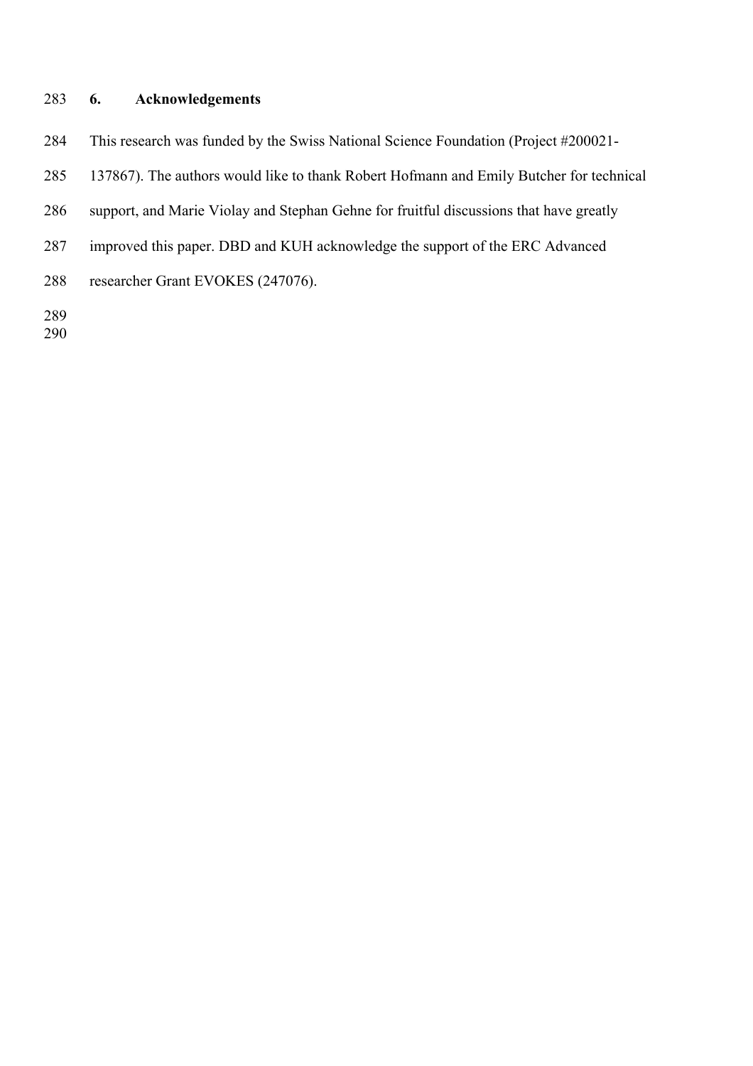## 6. Acknowledgements

This research was funded by the Swiss National Science Foundation (Project #200021-137867). The authors would like to thank Robert Hofmann and Emily Butcher for technical support, and Marie Violay and Stephan Gehne for fruitful discussions that have greatly improved this paper. DBD and KUH acknowledge the support of the ERC Advanced researcher Grant EVOKES (247076).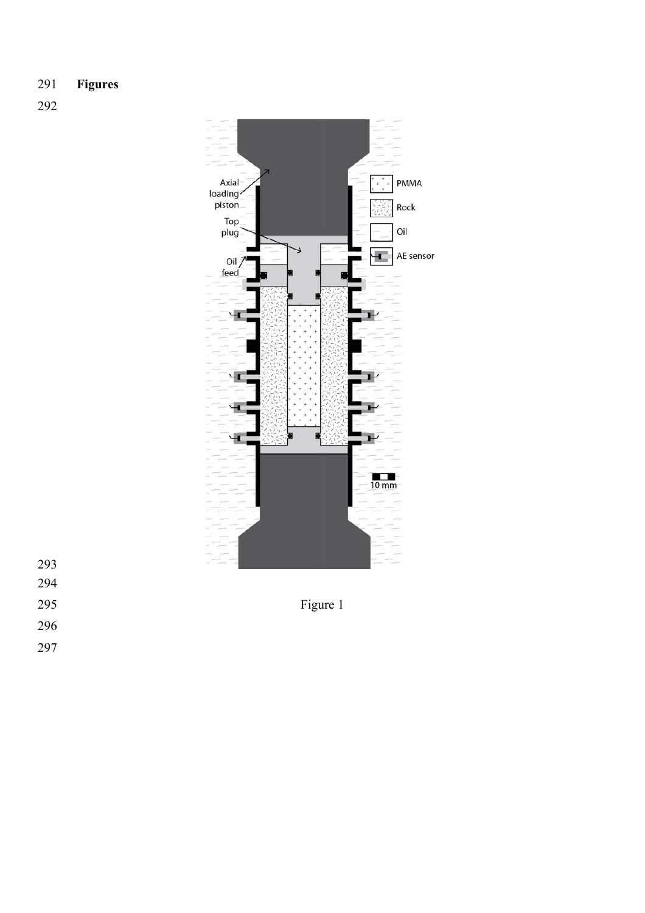**Figures**

Figure 1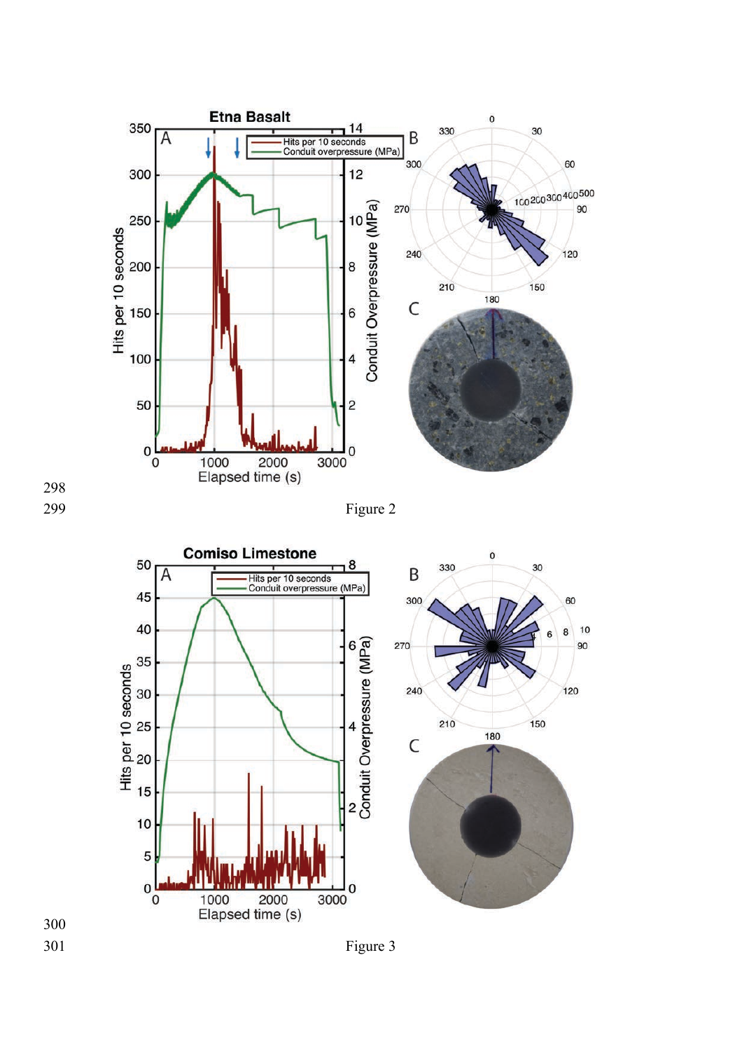Figure 2

Figure 3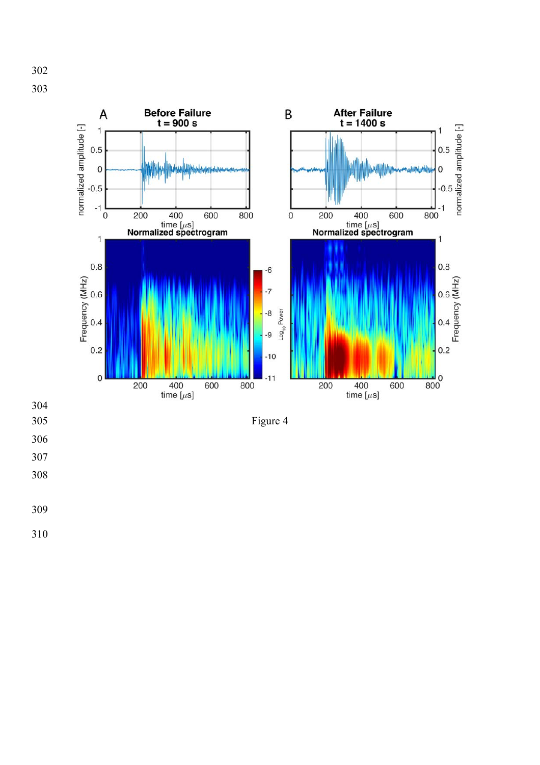Figure 4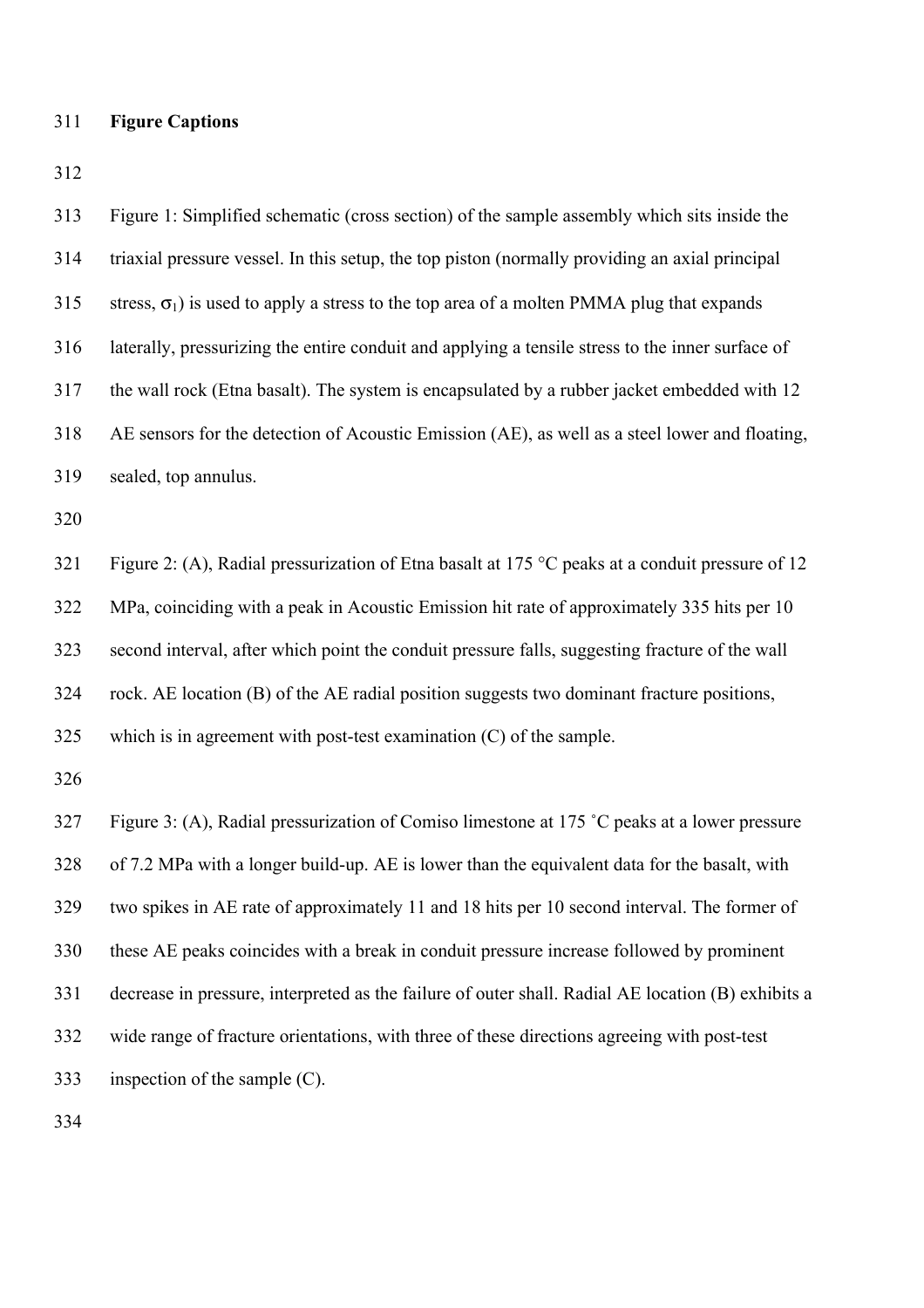**Figure Captions**

Figure 1: Simplified schematic (cross section) of the sample assembly which sits inside the triaxial pressure vessel. In this setup, the top piston (normally providing an axial principal stress, $\sigma_1$) is used to apply a stress to the top area of a molten PMMA plug that expands laterally, pressurizing the entire conduit and applying a tensile stress to the inner surface of the wall rock (Etna basalt). The system is encapsulated by a rubber jacket embedded with 12 AE sensors for the detection of Acoustic Emission (AE), as well as a steel lower and floating, sealed, top annulus.

Figure 2: (A), Radial pressurization of Etna basalt at 175 °C peaks at a conduit pressure of 12 MPa, coinciding with a peak in Acoustic Emission hit rate of approximately 335 hits per 10 second interval, after which point the conduit pressure falls, suggesting fracture of the wall rock. AE location (B) of the AE radial position suggests two dominant fracture positions, which is in agreement with post-test examination (C) of the sample.

Figure 3: (A), Radial pressurization of Comiso limestone at 175 ˚C peaks at a lower pressure of 7.2 MPa with a longer build-up. AE is lower than the equivalent data for the basalt, with two spikes in AE rate of approximately 11 and 18 hits per 10 second interval. The former of these AE peaks coincides with a break in conduit pressure increase followed by prominent decrease in pressure, interpreted as the failure of outer shall. Radial AE location (B) exhibits a wide range of fracture orientations, with three of these directions agreeing with post-test inspection of the sample (C).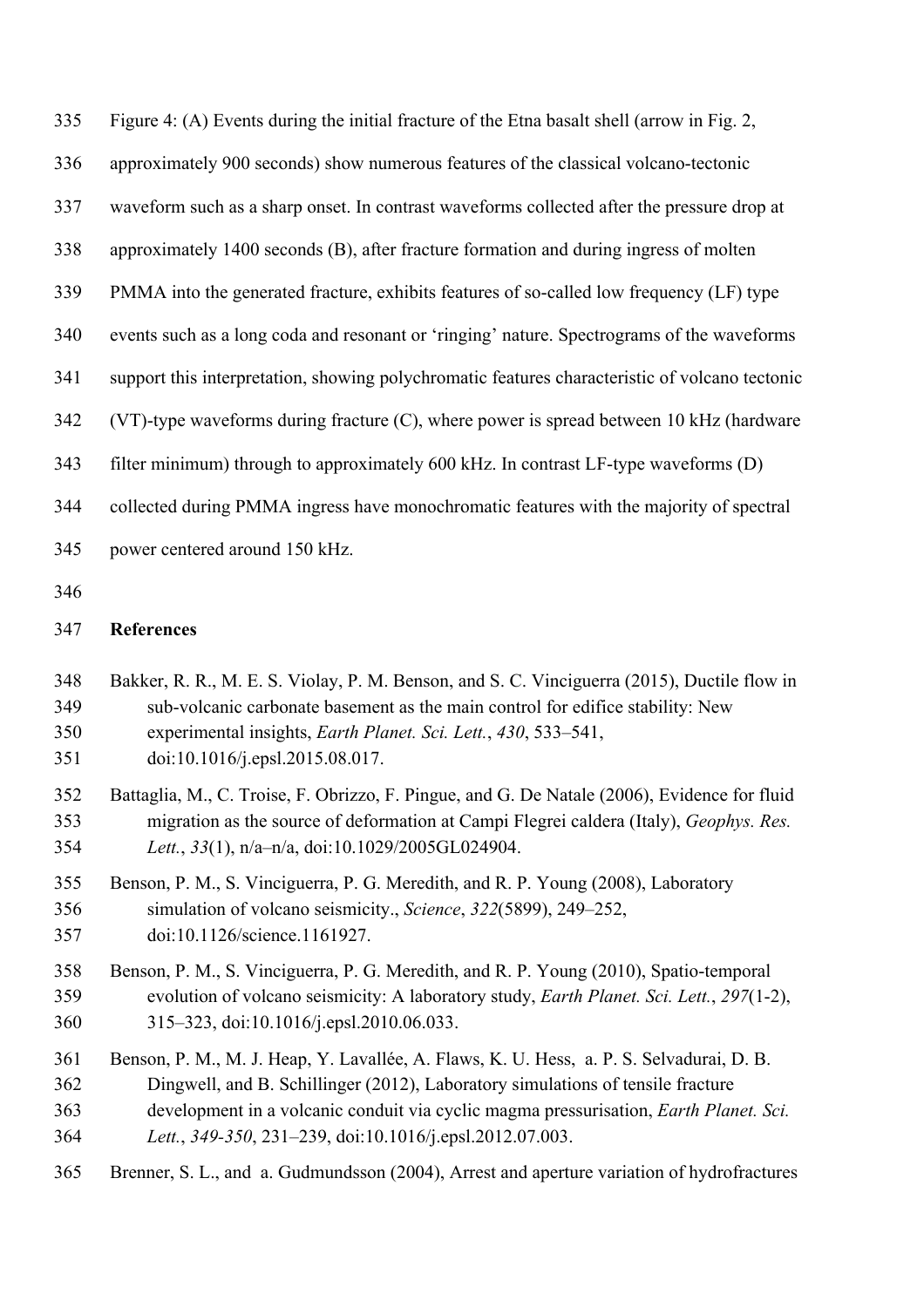Figure 4: (A) Events during the initial fracture of the Etna basalt shell (arrow in Fig. 2, approximately 900 seconds) show numerous features of the classical volcano-tectonic waveform such as a sharp onset. In contrast waveforms collected after the pressure drop at approximately 1400 seconds (B), after fracture formation and during ingress of molten PMMA into the generated fracture, exhibits features of so-called low frequency (LF) type events such as a long coda and resonant or 'ringing' nature. Spectrograms of the waveforms support this interpretation, showing polychromatic features characteristic of volcano tectonic (VT)-type waveforms during fracture (C), where power is spread between 10 kHz (hardware filter minimum) through to approximately 600 kHz. In contrast LF-type waveforms (D) collected during PMMA ingress have monochromatic features with the majority of spectral power centered around 150 kHz.

## References

Bakker, R. R., M. E. S. Violay, P. M. Benson, and S. C. Vinciguerra (2015), Ductile flow in sub-volcanic carbonate basement as the main control for edifice stability: New experimental insights, *Earth Planet. Sci. Lett.*, *430*, 533–541, doi:10.1016/j.epsl.2015.08.017.

Battaglia, M., C. Troise, F. Obrizzo, F. Pingue, and G. De Natale (2006), Evidence for fluid migration as the source of deformation at Campi Flegrei caldera (Italy), *Geophys. Res. Lett.*, *33*(1), n/a–n/a, doi:10.1029/2005GL024904.

Benson, P. M., S. Vinciguerra, P. G. Meredith, and R. P. Young (2008), Laboratory simulation of volcano seismicity., *Science*, *322*(5899), 249–252, doi:10.1126/science.1161927.

Benson, P. M., S. Vinciguerra, P. G. Meredith, and R. P. Young (2010), Spatio-temporal evolution of volcano seismicity: A laboratory study, *Earth Planet. Sci. Lett.*, *297*(1-2), 315–323, doi:10.1016/j.epsl.2010.06.033.

Benson, P. M., M. J. Heap, Y. Lavallée, A. Flaws, K. U. Hess, a. P. S. Selvadurai, D. B. Dingwell, and B. Schillinger (2012), Laboratory simulations of tensile fracture development in a volcanic conduit via cyclic magma pressurisation, *Earth Planet. Sci. Lett.*, *349-350*, 231–239, doi:10.1016/j.epsl.2012.07.003.

Brenner, S. L., and a. Gudmundsson (2004), Arrest and aperture variation of hydrofractures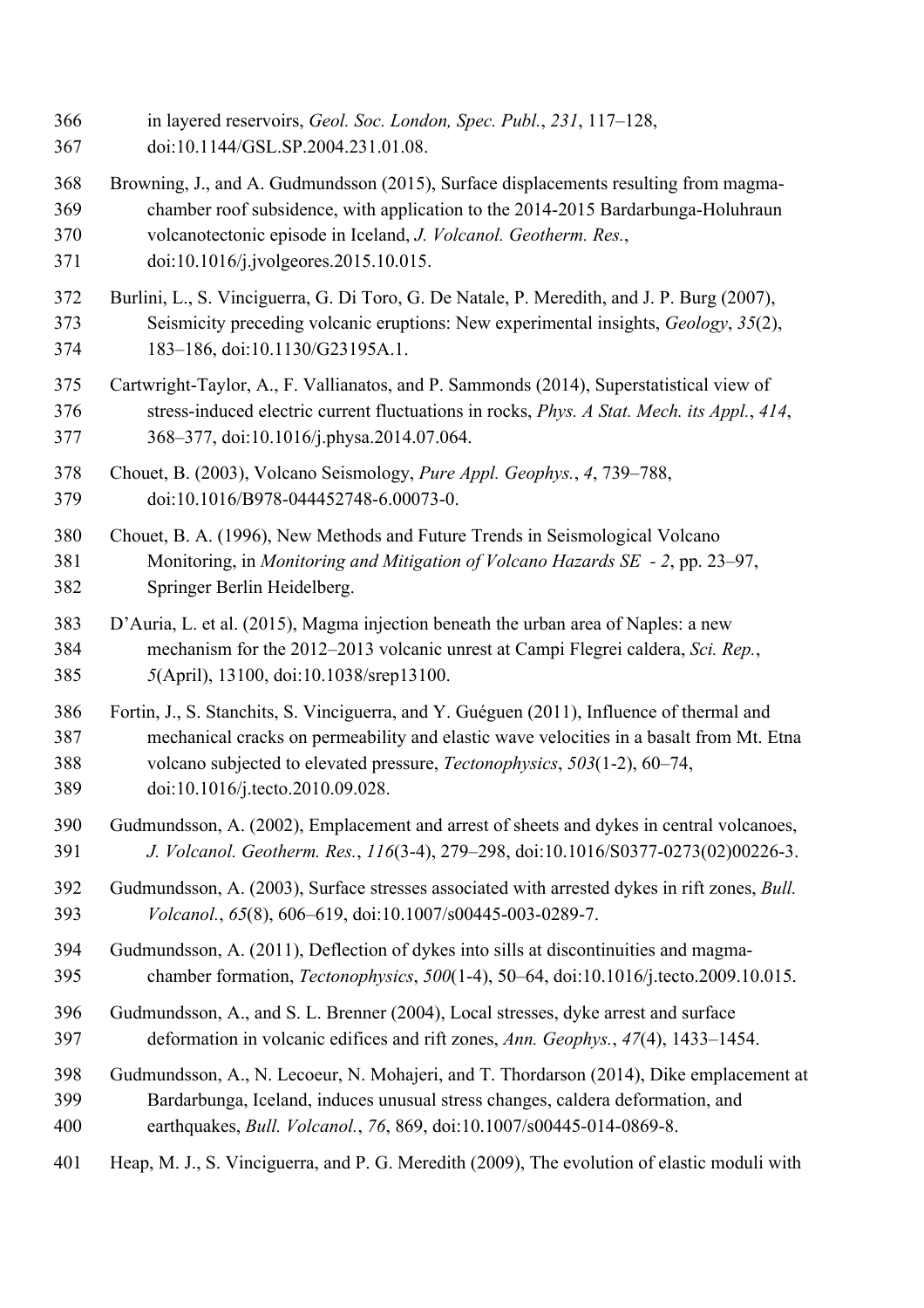in layered reservoirs, *Geol. Soc. London, Spec. Publ.*, *231*, 117–128, doi:10.1144/GSL.SP.2004.231.01.08.

Browning, J., and A. Gudmundsson (2015), Surface displacements resulting from magma-chamber roof subsidence, with application to the 2014-2015 Bardarbunga-Holuhraun volcanotectonic episode in Iceland, *J. Volcanol. Geotherm. Res.*, doi:10.1016/j.jvolgeores.2015.10.015.

Burlini, L., S. Vinciguerra, G. Di Toro, G. De Natale, P. Meredith, and J. P. Burg (2007), Seismicity preceding volcanic eruptions: New experimental insights, *Geology*, *35*(2), 183–186, doi:10.1130/G23195A.1.

Cartwright-Taylor, A., F. Vallianatos, and P. Sammonds (2014), Superstatistical view of stress-induced electric current fluctuations in rocks, *Phys. A Stat. Mech. its Appl.*, *414*, 368–377, doi:10.1016/j.physa.2014.07.064.

Chouet, B. (2003), Volcano Seismology, *Pure Appl. Geophys.*, *4*, 739–788, doi:10.1016/B978-044452748-6.00073-0.

Chouet, B. A. (1996), New Methods and Future Trends in Seismological Volcano Monitoring, in *Monitoring and Mitigation of Volcano Hazards SE - 2*, pp. 23–97, Springer Berlin Heidelberg.

D'Auria, L. et al. (2015), Magma injection beneath the urban area of Naples: a new mechanism for the 2012–2013 volcanic unrest at Campi Flegrei caldera, *Sci. Rep.*, *5*(April), 13100, doi:10.1038/srep13100.

Fortin, J., S. Stanchits, S. Vinciguerra, and Y. Guéguen (2011), Influence of thermal and mechanical cracks on permeability and elastic wave velocities in a basalt from Mt. Etna volcano subjected to elevated pressure, *Tectonophysics*, *503*(1-2), 60–74, doi:10.1016/j.tecto.2010.09.028.

Gudmundsson, A. (2002), Emplacement and arrest of sheets and dykes in central volcanoes, *J. Volcanol. Geotherm. Res.*, *116*(3-4), 279–298, doi:10.1016/S0377-0273(02)00226-3.

Gudmundsson, A. (2003), Surface stresses associated with arrested dykes in rift zones, *Bull. Volcanol.*, *65*(8), 606–619, doi:10.1007/s00445-003-0289-7.

Gudmundsson, A. (2011), Deflection of dykes into sills at discontinuities and magma-chamber formation, *Tectonophysics*, *500*(1-4), 50–64, doi:10.1016/j.tecto.2009.10.015.

Gudmundsson, A., and S. L. Brenner (2004), Local stresses, dyke arrest and surface deformation in volcanic edifices and rift zones, *Ann. Geophys.*, *47*(4), 1433–1454.

Gudmundsson, A., N. Lecoeur, N. Mohajeri, and T. Thordarson (2014), Dike emplacement at Bardarbunga, Iceland, induces unusual stress changes, caldera deformation, and earthquakes, *Bull. Volcanol.*, *76*, 869, doi:10.1007/s00445-014-0869-8.

Heap, M. J., S. Vinciguerra, and P. G. Meredith (2009), The evolution of elastic moduli with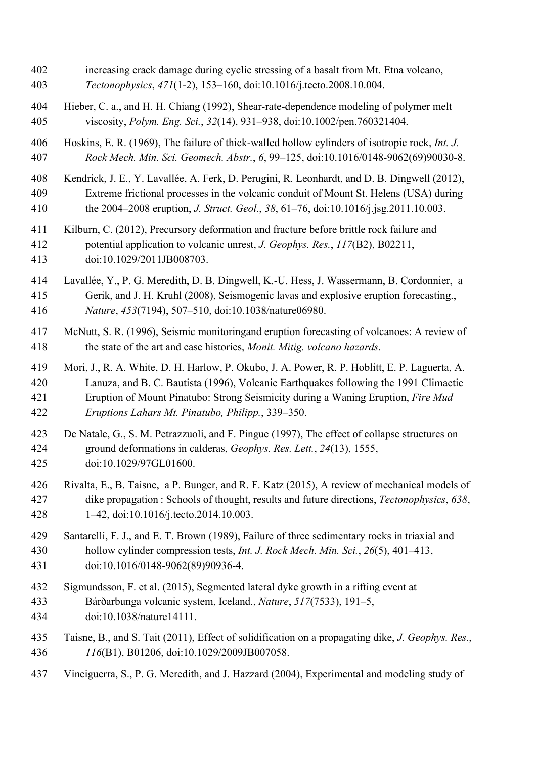increasing crack damage during cyclic stressing of a basalt from Mt. Etna volcano, *Tectonophysics*, *471*(1-2), 153–160, doi:10.1016/j.tecto.2008.10.004.

Hieber, C. a., and H. H. Chiang (1992), Shear-rate-dependence modeling of polymer melt viscosity, *Polym. Eng. Sci.*, *32*(14), 931–938, doi:10.1002/pen.760321404.

Hoskins, E. R. (1969), The failure of thick-walled hollow cylinders of isotropic rock, *Int. J. Rock Mech. Min. Sci. Geomech. Abstr.*, *6*, 99–125, doi:10.1016/0148-9062(69)90030-8.

Kendrick, J. E., Y. Lavallée, A. Ferk, D. Perugini, R. Leonhardt, and D. B. Dingwell (2012), Extreme frictional processes in the volcanic conduit of Mount St. Helens (USA) during the 2004–2008 eruption, *J. Struct. Geol.*, *38*, 61–76, doi:10.1016/j.jsg.2011.10.003.

Kilburn, C. (2012), Precursory deformation and fracture before brittle rock failure and potential application to volcanic unrest, *J. Geophys. Res.*, *117*(B2), B02211, doi:10.1029/2011JB008703.

Lavallée, Y., P. G. Meredith, D. B. Dingwell, K.-U. Hess, J. Wassermann, B. Cordonnier, a Gerik, and J. H. Kruhl (2008), Seismogenic lavas and explosive eruption forecasting., *Nature*, *453*(7194), 507–510, doi:10.1038/nature06980.

McNutt, S. R. (1996), Seismic monitoringand eruption forecasting of volcanoes: A review of the state of the art and case histories, *Monit. Mitig. volcano hazards*.

Mori, J., R. A. White, D. H. Harlow, P. Okubo, J. A. Power, R. P. Hoblitt, E. P. Laguerta, A. Lanuza, and B. C. Bautista (1996), Volcanic Earthquakes following the 1991 Climactic Eruption of Mount Pinatubo: Strong Seismicity during a Waning Eruption, *Fire Mud Eruptions Lahars Mt. Pinatubo, Philipp.*, 339–350.

De Natale, G., S. M. Petrazzuoli, and F. Pingue (1997), The effect of collapse structures on ground deformations in calderas, *Geophys. Res. Lett.*, *24*(13), 1555, doi:10.1029/97GL01600.

Rivalta, E., B. Taisne, a P. Bunger, and R. F. Katz (2015), A review of mechanical models of dike propagation : Schools of thought, results and future directions, *Tectonophysics*, *638*, 1–42, doi:10.1016/j.tecto.2014.10.003.

Santarelli, F. J., and E. T. Brown (1989), Failure of three sedimentary rocks in triaxial and hollow cylinder compression tests, *Int. J. Rock Mech. Min. Sci.*, *26*(5), 401–413, doi:10.1016/0148-9062(89)90936-4.

Sigmundsson, F. et al. (2015), Segmented lateral dyke growth in a rifting event at Bárðarbunga volcanic system, Iceland., *Nature*, *517*(7533), 191–5, doi:10.1038/nature14111.

Taisne, B., and S. Tait (2011), Effect of solidification on a propagating dike, *J. Geophys. Res.*, *116*(B1), B01206, doi:10.1029/2009JB007058.

Vinciguerra, S., P. G. Meredith, and J. Hazzard (2004), Experimental and modeling study of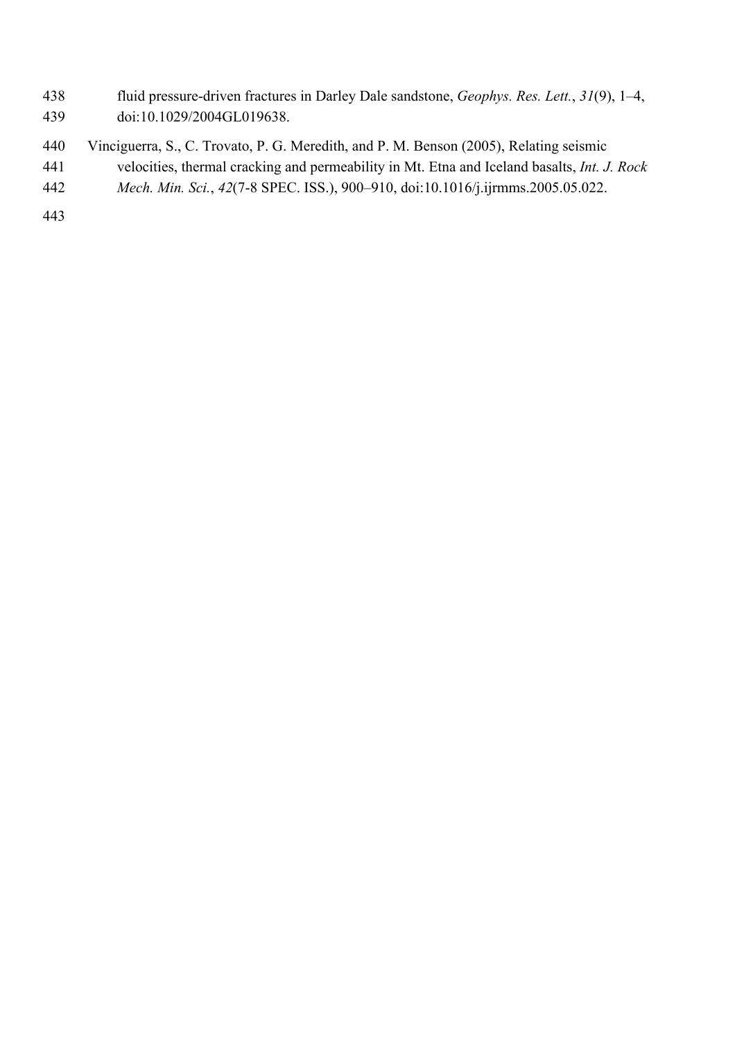fluid pressure-driven fractures in Darley Dale sandstone, *Geophys. Res. Lett.*, *31*(9), 1–4, doi:10.1029/2004GL019638.

Vinciguerra, S., C. Trovato, P. G. Meredith, and P. M. Benson (2005), Relating seismic velocities, thermal cracking and permeability in Mt. Etna and Iceland basalts, *Int. J. Rock Mech. Min. Sci.*, *42*(7-8 SPEC. ISS.), 900–910, doi:10.1016/j.ijrmms.2005.05.022.